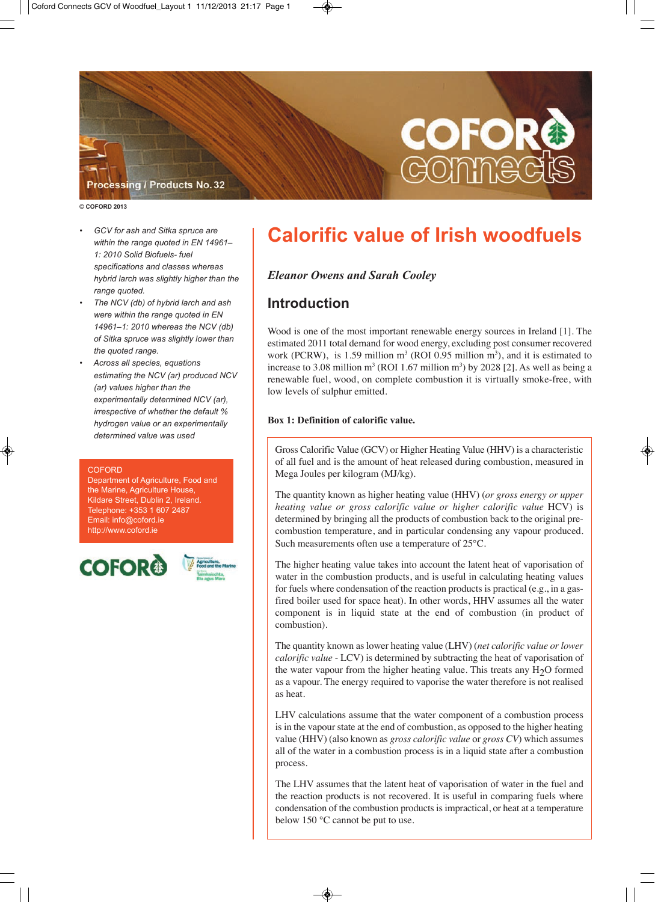Processing / Products No. 32

© COFORD 2013

# Calorific value of Irish woodfuels

***Eleanor Owens and Sarah Cooley***

- *GCV for ash and Sitka spruce are within the range quoted in EN 14961–1: 2010 Solid Biofuels- fuel specifications and classes whereas hybrid larch was slightly higher than the range quoted.*
- *The NCV (db) of hybrid larch and ash were within the range quoted in EN 14961–1: 2010 whereas the NCV (db) of Sitka spruce was slightly lower than the quoted range.*
- *Across all species, equations estimating the NCV (ar) produced NCV (ar) values higher than the experimentally determined NCV (ar), irrespective of whether the default % hydrogen value or an experimentally determined value was used*

COFORD
Department of Agriculture, Food and the Marine, Agriculture House, Kildare Street, Dublin 2, Ireland.
Telephone: +353 1 607 2487
Email: info@coford.ie
http://www.coford.ie

## Introduction

Wood is one of the most important renewable energy sources in Ireland [1]. The estimated 2011 total demand for wood energy, excluding post consumer recovered work (PCRW), is 1.59 million $m^3$ (ROI 0.95 million $m^3$), and it is estimated to increase to 3.08 million $m^3$ (ROI 1.67 million $m^3$) by 2028 [2]. As well as being a renewable fuel, wood, on complete combustion it is virtually smoke-free, with low levels of sulphur emitted.

**Box 1: Definition of calorific value.**

Gross Calorific Value (GCV) or Higher Heating Value (HHV) is a characteristic of all fuel and is the amount of heat released during combustion, measured in Mega Joules per kilogram (MJ/kg).

The quantity known as higher heating value (HHV) (*or gross energy or upper heating value or gross calorific value or higher calorific value* HCV) is determined by bringing all the products of combustion back to the original pre-combustion temperature, and in particular condensing any vapour produced. Such measurements often use a temperature of 25°C.

The higher heating value takes into account the latent heat of vaporisation of water in the combustion products, and is useful in calculating heating values for fuels where condensation of the reaction products is practical (e.g., in a gas-fired boiler used for space heat). In other words, HHV assumes all the water component is in liquid state at the end of combustion (in product of combustion).

The quantity known as lower heating value (LHV) (*net calorific value or lower calorific value* - LCV) is determined by subtracting the heat of vaporisation of the water vapour from the higher heating value. This treats any $H_2O$ formed as a vapour. The energy required to vaporise the water therefore is not realised as heat.

LHV calculations assume that the water component of a combustion process is in the vapour state at the end of combustion, as opposed to the higher heating value (HHV) (also known as *gross calorific value* or *gross CV*) which assumes all of the water in a combustion process is in a liquid state after a combustion process.

The LHV assumes that the latent heat of vaporisation of water in the fuel and the reaction products is not recovered. It is useful in comparing fuels where condensation of the combustion products is impractical, or heat at a temperature below 150 °C cannot be put to use.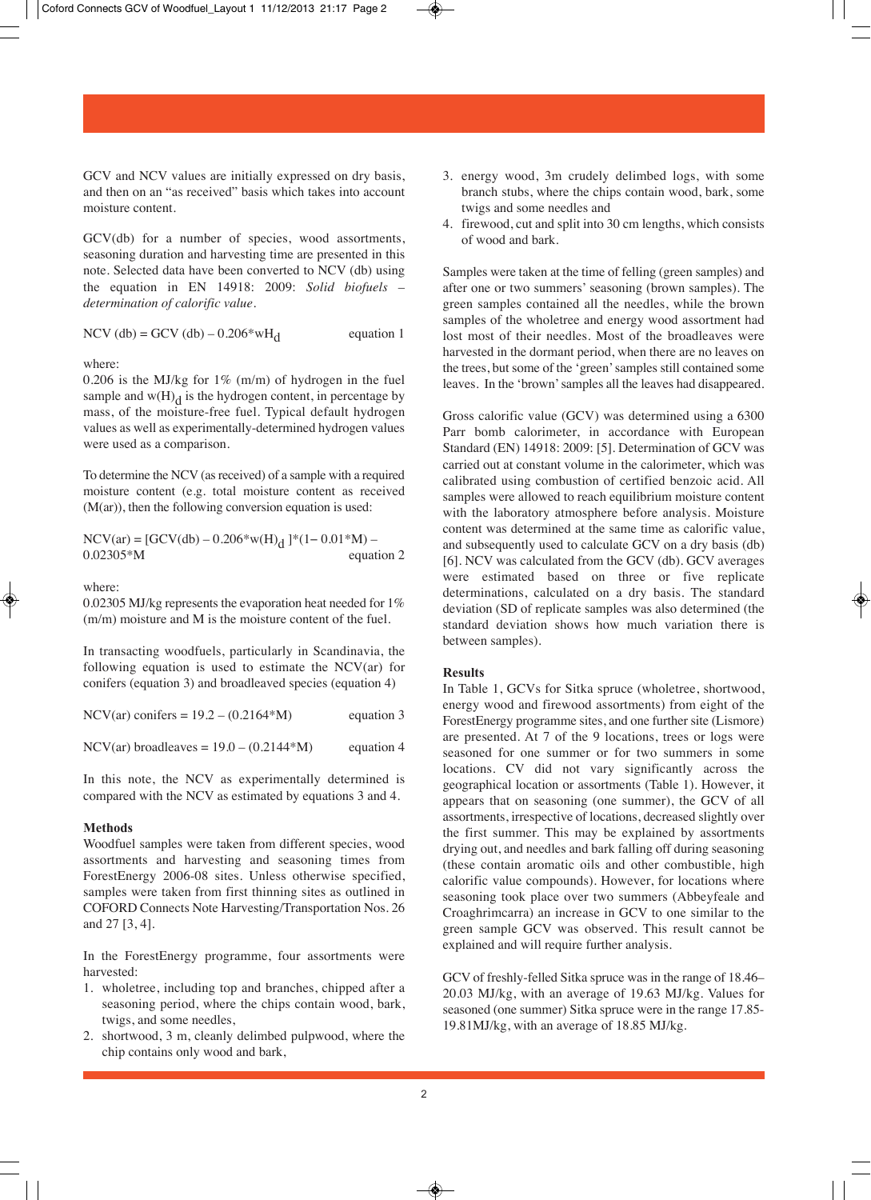GCV and NCV values are initially expressed on dry basis, and then on an "as received" basis which takes into account moisture content.

GCV(db) for a number of species, wood assortments, seasoning duration and harvesting time are presented in this note. Selected data have been converted to NCV (db) using the equation in EN 14918: 2009: *Solid biofuels – determination of calorific value*.

$$NCV\ (db) = GCV\ (db) - 0.206 * wH_d \qquad \text{equation 1}$$

where:
0.206 is the MJ/kg for 1% (m/m) of hydrogen in the fuel sample and $w(H)_d$ is the hydrogen content, in percentage by mass, of the moisture-free fuel. Typical default hydrogen values as well as experimentally-determined hydrogen values were used as a comparison.

To determine the NCV (as received) of a sample with a required moisture content (e.g. total moisture content as received (M(ar)), then the following conversion equation is used:

$$NCV(ar) = [GCV(db) - 0.206 * w(H)_d] * (1 - 0.01 * M) - 0.02305 * M \qquad \text{equation 2}$$

where:
0.02305 MJ/kg represents the evaporation heat needed for 1% (m/m) moisture and M is the moisture content of the fuel.

In transacting woodfuels, particularly in Scandinavia, the following equation is used to estimate the NCV(ar) for conifers (equation 3) and broadleaved species (equation 4)

$$NCV(ar)\ conifers = 19.2 - (0.2164 * M) \qquad \text{equation 3}$$

$$NCV(ar)\ broadleaves = 19.0 - (0.2144 * M) \qquad \text{equation 4}$$

In this note, the NCV as experimentally determined is compared with the NCV as estimated by equations 3 and 4.

**Methods**

Woodfuel samples were taken from different species, wood assortments and harvesting and seasoning times from ForestEnergy 2006-08 sites. Unless otherwise specified, samples were taken from first thinning sites as outlined in COFORD Connects Note Harvesting/Transportation Nos. 26 and 27 [3, 4].

In the ForestEnergy programme, four assortments were harvested:

1. wholetree, including top and branches, chipped after a seasoning period, where the chips contain wood, bark, twigs, and some needles,
2. shortwood, 3 m, cleanly delimbed pulpwood, where the chip contains only wood and bark,
3. energy wood, 3m crudely delimbed logs, with some branch stubs, where the chips contain wood, bark, some twigs and some needles and
4. firewood, cut and split into 30 cm lengths, which consists of wood and bark.

Samples were taken at the time of felling (green samples) and after one or two summers' seasoning (brown samples). The green samples contained all the needles, while the brown samples of the wholetree and energy wood assortment had lost most of their needles. Most of the broadleaves were harvested in the dormant period, when there are no leaves on the trees, but some of the 'green' samples still contained some leaves. In the 'brown' samples all the leaves had disappeared.

Gross calorific value (GCV) was determined using a 6300 Parr bomb calorimeter, in accordance with European Standard (EN) 14918: 2009: [5]. Determination of GCV was carried out at constant volume in the calorimeter, which was calibrated using combustion of certified benzoic acid. All samples were allowed to reach equilibrium moisture content with the laboratory atmosphere before analysis. Moisture content was determined at the same time as calorific value, and subsequently used to calculate GCV on a dry basis (db) [6]. NCV was calculated from the GCV (db). GCV averages were estimated based on three or five replicate determinations, calculated on a dry basis. The standard deviation (SD of replicate samples was also determined (the standard deviation shows how much variation there is between samples).

**Results**

In Table 1, GCVs for Sitka spruce (wholetree, shortwood, energy wood and firewood assortments) from eight of the ForestEnergy programme sites, and one further site (Lismore) are presented. At 7 of the 9 locations, trees or logs were seasoned for one summer or for two summers in some locations. CV did not vary significantly across the geographical location or assortments (Table 1). However, it appears that on seasoning (one summer), the GCV of all assortments, irrespective of locations, decreased slightly over the first summer. This may be explained by assortments drying out, and needles and bark falling off during seasoning (these contain aromatic oils and other combustible, high calorific value compounds). However, for locations where seasoning took place over two summers (Abbeyfeale and Croaghrimcarra) an increase in GCV to one similar to the green sample GCV was observed. This result cannot be explained and will require further analysis.

GCV of freshly-felled Sitka spruce was in the range of 18.46–20.03 MJ/kg, with an average of 19.63 MJ/kg. Values for seasoned (one summer) Sitka spruce were in the range 17.85-19.81MJ/kg, with an average of 18.85 MJ/kg.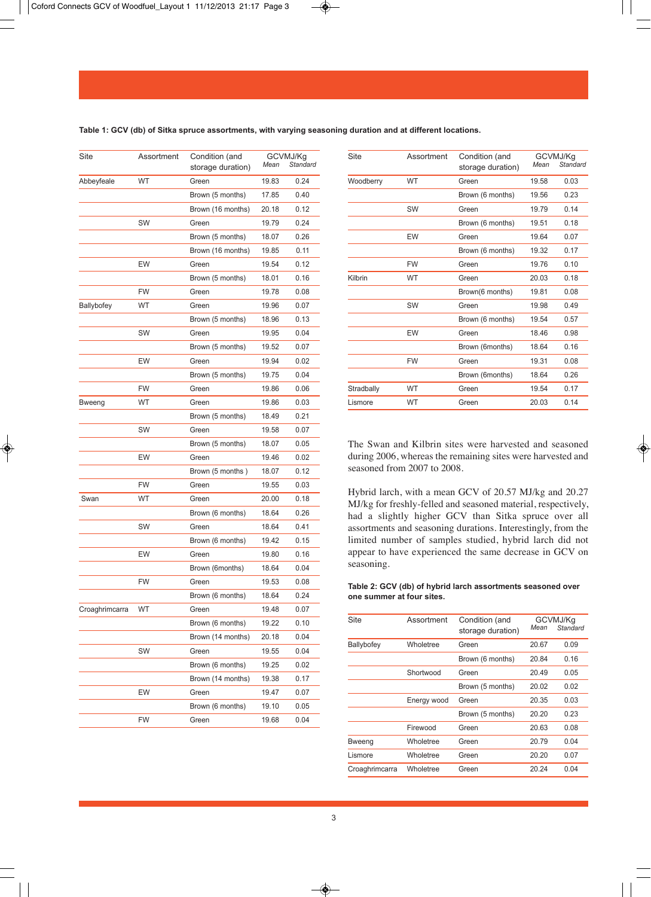**Table 1: GCV (db) of Sitka spruce assortments, with varying seasoning duration and at different locations.**

| Site | Assortment | Condition (and storage duration) | GCVMJ/Kg Mean | GCVMJ/Kg Standard |
|---|---|---|---|---|
| Abbeyfeale | WT | Green | 19.83 | 0.24 |
| | | Brown (5 months) | 17.85 | 0.40 |
| | | Brown (16 months) | 20.18 | 0.12 |
| | SW | Green | 19.79 | 0.24 |
| | | Brown (5 months) | 18.07 | 0.26 |
| | | Brown (16 months) | 19.85 | 0.11 |
| | EW | Green | 19.54 | 0.12 |
| | | Brown (5 months) | 18.01 | 0.16 |
| | FW | Green | 19.78 | 0.08 |
| Ballybofey | WT | Green | 19.96 | 0.07 |
| | | Brown (5 months) | 18.96 | 0.13 |
| | SW | Green | 19.95 | 0.04 |
| | | Brown (5 months) | 19.52 | 0.07 |
| | EW | Green | 19.94 | 0.02 |
| | | Brown (5 months) | 19.75 | 0.04 |
| | FW | Green | 19.86 | 0.06 |
| Bweeng | WT | Green | 19.86 | 0.03 |
| | | Brown (5 months) | 18.49 | 0.21 |
| | SW | Green | 19.58 | 0.07 |
| | | Brown (5 months) | 18.07 | 0.05 |
| | EW | Green | 19.46 | 0.02 |
| | | Brown (5 months ) | 18.07 | 0.12 |
| | FW | Green | 19.55 | 0.03 |
| Swan | WT | Green | 20.00 | 0.18 |
| | | Brown (6 months) | 18.64 | 0.26 |
| | SW | Green | 18.64 | 0.41 |
| | | Brown (6 months) | 19.42 | 0.15 |
| | EW | Green | 19.80 | 0.16 |
| | | Brown (6months) | 18.64 | 0.04 |
| | FW | Green | 19.53 | 0.08 |
| | | Brown (6 months) | 18.64 | 0.24 |
| Croaghrimcarra | WT | Green | 19.48 | 0.07 |
| | | Brown (6 months) | 19.22 | 0.10 |
| | | Brown (14 months) | 20.18 | 0.04 |
| | SW | Green | 19.55 | 0.04 |
| | | Brown (6 months) | 19.25 | 0.02 |
| | | Brown (14 months) | 19.38 | 0.17 |
| | EW | Green | 19.47 | 0.07 |
| | | Brown (6 months) | 19.10 | 0.05 |
| | FW | Green | 19.68 | 0.04 |
| Woodberry | WT | Green | 19.58 | 0.03 |
| | | Brown (6 months) | 19.56 | 0.23 |
| | SW | Green | 19.79 | 0.14 |
| | | Brown (6 months) | 19.51 | 0.18 |
| | EW | Green | 19.64 | 0.07 |
| | | Brown (6 months) | 19.32 | 0.17 |
| | FW | Green | 19.76 | 0.10 |
| Kilbrin | WT | Green | 20.03 | 0.18 |
| | | Brown(6 months) | 19.81 | 0.08 |
| | SW | Green | 19.98 | 0.49 |
| | | Brown (6 months) | 19.54 | 0.57 |
| | EW | Green | 18.46 | 0.98 |
| | | Brown (6months) | 18.64 | 0.16 |
| | FW | Green | 19.31 | 0.08 |
| | | Brown (6months) | 18.64 | 0.26 |
| Stradbally | WT | Green | 19.54 | 0.17 |
| Lismore | WT | Green | 20.03 | 0.14 |

The Swan and Kilbrin sites were harvested and seasoned during 2006, whereas the remaining sites were harvested and seasoned from 2007 to 2008.

Hybrid larch, with a mean GCV of 20.57 MJ/kg and 20.27 MJ/kg for freshly-felled and seasoned material, respectively, had a slightly higher GCV than Sitka spruce over all assortments and seasoning durations. Interestingly, from the limited number of samples studied, hybrid larch did not appear to have experienced the same decrease in GCV on seasoning.

**Table 2: GCV (db) of hybrid larch assortments seasoned over one summer at four sites.**

| Site | Assortment | Condition (and storage duration) | GCVMJ/Kg Mean | GCVMJ/Kg Standard |
|---|---|---|---|---|
| Ballybofey | Wholetree | Green | 20.67 | 0.09 |
| | | Brown (6 months) | 20.84 | 0.16 |
| | Shortwood | Green | 20.49 | 0.05 |
| | | Brown (5 months) | 20.02 | 0.02 |
| | Energy wood | Green | 20.35 | 0.03 |
| | | Brown (5 months) | 20.20 | 0.23 |
| | Firewood | Green | 20.63 | 0.08 |
| Bweeng | Wholetree | Green | 20.79 | 0.04 |
| Lismore | Wholetree | Green | 20.20 | 0.07 |
| Croaghrimcarra | Wholetree | Green | 20.24 | 0.04 |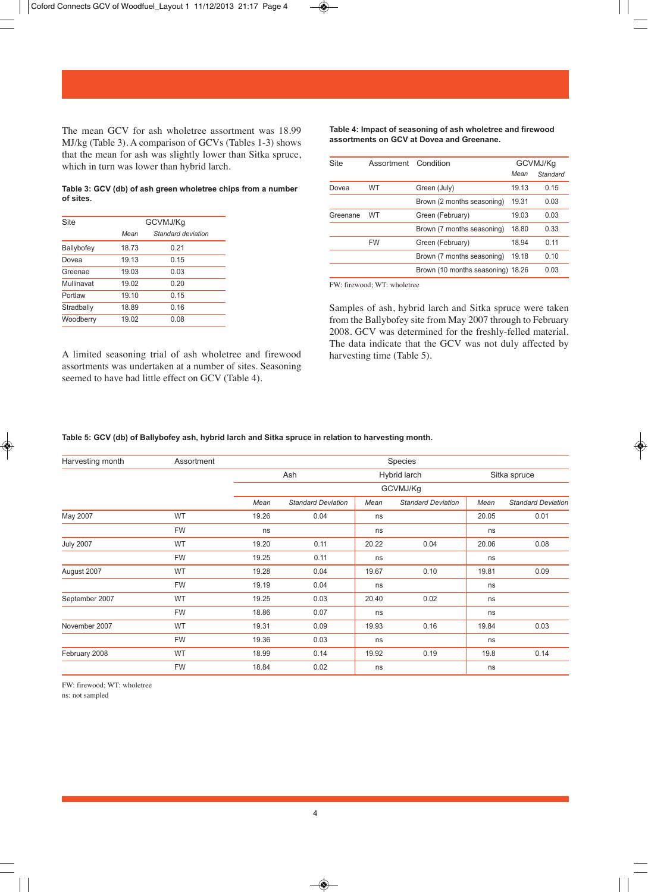The mean GCV for ash wholetree assortment was 18.99 MJ/kg (Table 3). A comparison of GCVs (Tables 1-3) shows that the mean for ash was slightly lower than Sitka spruce, which in turn was lower than hybrid larch.

**Table 3: GCV (db) of ash green wholetree chips from a number of sites.**

| Site | GCVMJ/Kg | |
|---|---|---|
| | *Mean* | *Standard deviation* |
| Ballybofey | 18.73 | 0.21 |
| Dovea | 19.13 | 0.15 |
| Greenae | 19.03 | 0.03 |
| Mullinavat | 19.02 | 0.20 |
| Portlaw | 19.10 | 0.15 |
| Stradbally | 18.89 | 0.16 |
| Woodberry | 19.02 | 0.08 |

A limited seasoning trial of ash wholetree and firewood assortments was undertaken at a number of sites. Seasoning seemed to have had little effect on GCV (Table 4).

**Table 4: Impact of seasoning of ash wholetree and firewood assortments on GCV at Dovea and Greenane.**

| Site | Assortment | Condition | GCVMJ/Kg | |
|---|---|---|---|---|
| | | | *Mean* | *Standard* |
| Dovea | WT | Green (July) | 19.13 | 0.15 |
| | | Brown (2 months seasoning) | 19.31 | 0.03 |
| Greenane | WT | Green (February) | 19.03 | 0.03 |
| | | Brown (7 months seasoning) | 18.80 | 0.33 |
| | FW | Green (February) | 18.94 | 0.11 |
| | | Brown (7 months seasoning) | 19.18 | 0.10 |
| | | Brown (10 months seasoning) | 18.26 | 0.03 |

FW: firewood; WT: wholetree

Samples of ash, hybrid larch and Sitka spruce were taken from the Ballybofey site from May 2007 through to February 2008. GCV was determined for the freshly-felled material. The data indicate that the GCV was not duly affected by harvesting time (Table 5).

**Table 5: GCV (db) of Ballybofey ash, hybrid larch and Sitka spruce in relation to harvesting month.**

| Harvesting month | Assortment | Species | | | | | |
|---|---|---|---|---|---|---|---|
| | | Ash | | Hybrid larch | | Sitka spruce | |
| | | GCVMJ/Kg | | | | | |
| | | *Mean* | *Standard Deviation* | *Mean* | *Standard Deviation* | *Mean* | *Standard Deviation* |
| May 2007 | WT | 19.26 | 0.04 | ns | | 20.05 | 0.01 |
| | FW | ns | | ns | | ns | |
| July 2007 | WT | 19.20 | 0.11 | 20.22 | 0.04 | 20.06 | 0.08 |
| | FW | 19.25 | 0.11 | ns | | ns | |
| August 2007 | WT | 19.28 | 0.04 | 19.67 | 0.10 | 19.81 | 0.09 |
| | FW | 19.19 | 0.04 | ns | | ns | |
| September 2007 | WT | 19.25 | 0.03 | 20.40 | 0.02 | ns | |
| | FW | 18.86 | 0.07 | ns | | ns | |
| November 2007 | WT | 19.31 | 0.09 | 19.93 | 0.16 | 19.84 | 0.03 |
| | FW | 19.36 | 0.03 | ns | | ns | |
| February 2008 | WT | 18.99 | 0.14 | 19.92 | 0.19 | 19.8 | 0.14 |
| | FW | 18.84 | 0.02 | ns | | ns | |

FW: firewood; WT: wholetree
ns: not sampled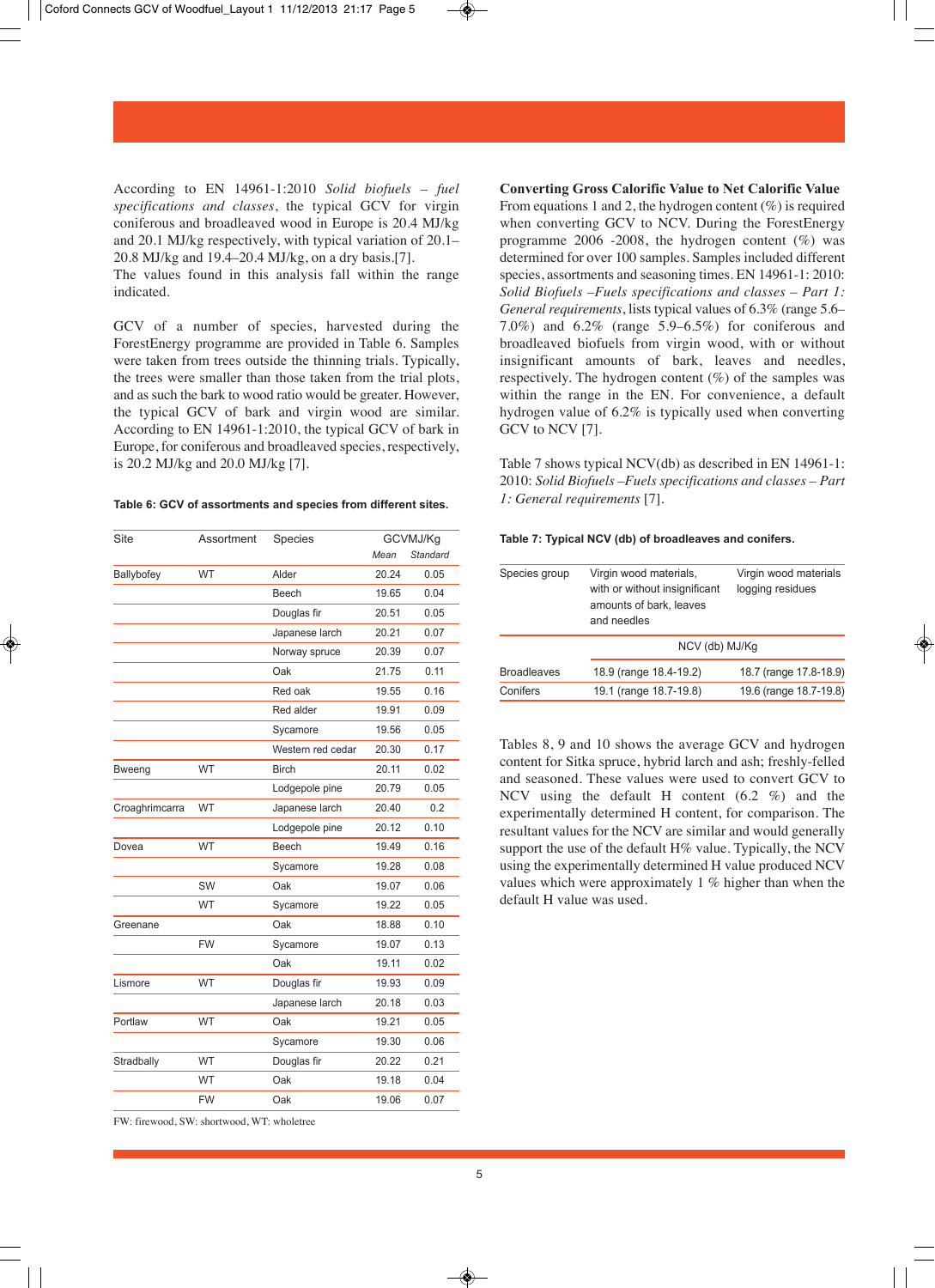According to EN 14961-1:2010 *Solid biofuels – fuel specifications and classes*, the typical GCV for virgin coniferous and broadleaved wood in Europe is 20.4 MJ/kg and 20.1 MJ/kg respectively, with typical variation of 20.1–20.8 MJ/kg and 19.4–20.4 MJ/kg, on a dry basis.[7].
The values found in this analysis fall within the range indicated.

GCV of a number of species, harvested during the ForestEnergy programme are provided in Table 6. Samples were taken from trees outside the thinning trials. Typically, the trees were smaller than those taken from the trial plots, and as such the bark to wood ratio would be greater. However, the typical GCV of bark and virgin wood are similar. According to EN 14961-1:2010, the typical GCV of bark in Europe, for coniferous and broadleaved species, respectively, is 20.2 MJ/kg and 20.0 MJ/kg [7].

**Table 6: GCV of assortments and species from different sites.**

| Site | Assortment | Species | GCVMJ/Kg | |
|---|---|---|---|---|
| | | | *Mean* | *Standard* |
| Ballybofey | WT | Alder | 20.24 | 0.05 |
| | | Beech | 19.65 | 0.04 |
| | | Douglas fir | 20.51 | 0.05 |
| | | Japanese larch | 20.21 | 0.07 |
| | | Norway spruce | 20.39 | 0.07 |
| | | Oak | 21.75 | 0.11 |
| | | Red oak | 19.55 | 0.16 |
| | | Red alder | 19.91 | 0.09 |
| | | Sycamore | 19.56 | 0.05 |
| | | Western red cedar | 20.30 | 0.17 |
| Bweeng | WT | Birch | 20.11 | 0.02 |
| | | Lodgepole pine | 20.79 | 0.05 |
| Croaghrimcarra | WT | Japanese larch | 20.40 | 0.2 |
| | | Lodgepole pine | 20.12 | 0.10 |
| Dovea | WT | Beech | 19.49 | 0.16 |
| | | Sycamore | 19.28 | 0.08 |
| | SW | Oak | 19.07 | 0.06 |
| | WT | Sycamore | 19.22 | 0.05 |
| Greenane | | Oak | 18.88 | 0.10 |
| | FW | Sycamore | 19.07 | 0.13 |
| | | Oak | 19.11 | 0.02 |
| Lismore | WT | Douglas fir | 19.93 | 0.09 |
| | | Japanese larch | 20.18 | 0.03 |
| Portlaw | WT | Oak | 19.21 | 0.05 |
| | | Sycamore | 19.30 | 0.06 |
| Stradbally | WT | Douglas fir | 20.22 | 0.21 |
| | WT | Oak | 19.18 | 0.04 |
| | FW | Oak | 19.06 | 0.07 |

FW: firewood, SW: shortwood, WT: wholetree

**Converting Gross Calorific Value to Net Calorific Value**
From equations 1 and 2, the hydrogen content (%) is required when converting GCV to NCV. During the ForestEnergy programme 2006 -2008, the hydrogen content (%) was determined for over 100 samples. Samples included different species, assortments and seasoning times. EN 14961-1: 2010: *Solid Biofuels –Fuels specifications and classes – Part 1: General requirements*, lists typical values of 6.3% (range 5.6–7.0%) and 6.2% (range 5.9–6.5%) for coniferous and broadleaved biofuels from virgin wood, with or without insignificant amounts of bark, leaves and needles, respectively. The hydrogen content (%) of the samples was within the range in the EN. For convenience, a default hydrogen value of 6.2% is typically used when converting GCV to NCV [7].

Table 7 shows typical NCV(db) as described in EN 14961-1: 2010: *Solid Biofuels –Fuels specifications and classes – Part 1: General requirements* [7].

**Table 7: Typical NCV (db) of broadleaves and conifers.**

| Species group | Virgin wood materials, with or without insignificant amounts of bark, leaves and needles | Virgin wood materials logging residues |
|---|---|---|
| | NCV (db) MJ/Kg | |
| Broadleaves | 18.9 (range 18.4-19.2) | 18.7 (range 17.8-18.9) |
| Conifers | 19.1 (range 18.7-19.8) | 19.6 (range 18.7-19.8) |

Tables 8, 9 and 10 shows the average GCV and hydrogen content for Sitka spruce, hybrid larch and ash; freshly-felled and seasoned. These values were used to convert GCV to NCV using the default H content (6.2 %) and the experimentally determined H content, for comparison. The resultant values for the NCV are similar and would generally support the use of the default H% value. Typically, the NCV using the experimentally determined H value produced NCV values which were approximately 1 % higher than when the default H value was used.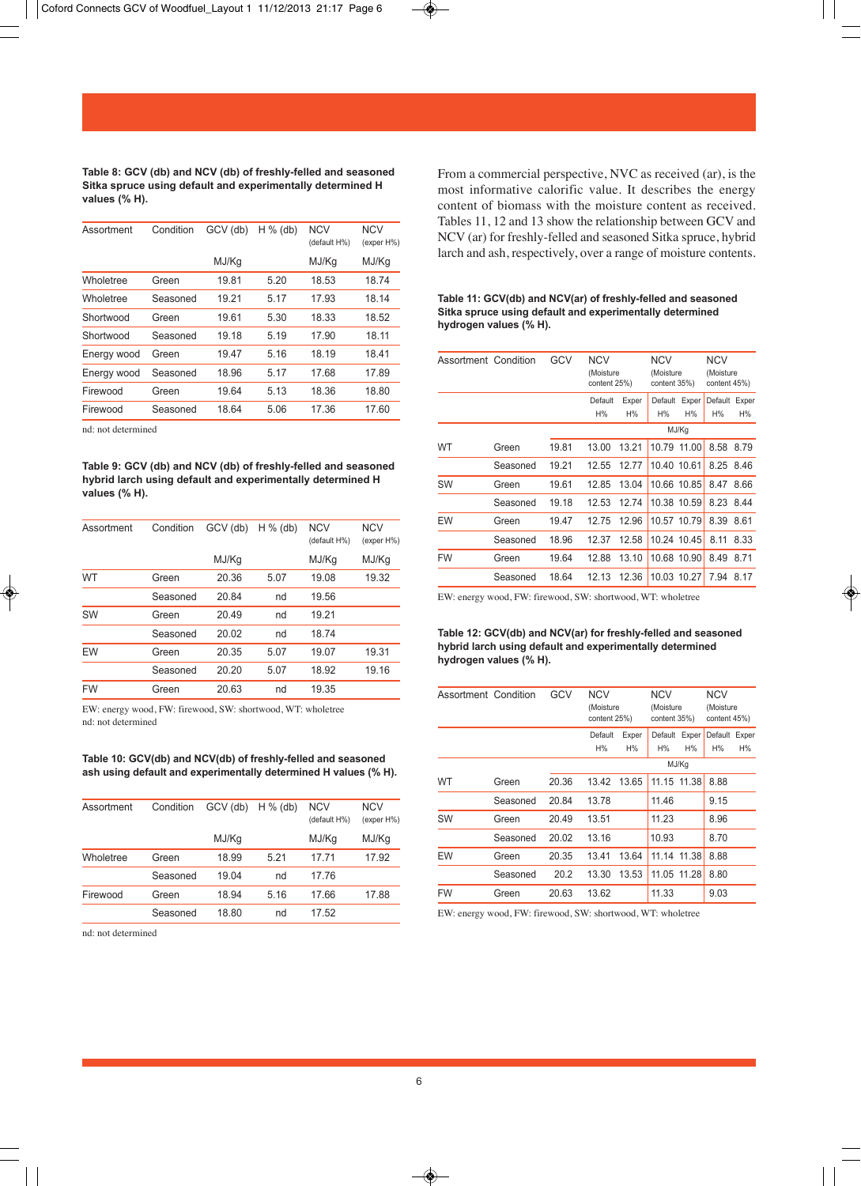**Table 8: GCV (db) and NCV (db) of freshly-felled and seasoned Sitka spruce using default and experimentally determined H values (% H).**

| Assortment | Condition | GCV (db) | H % (db) | NCV (default H%) | NCV (exper H%) |
|---|---|---|---|---|---|
| | | MJ/Kg | | MJ/Kg | MJ/Kg |
| Wholetree | Green | 19.81 | 5.20 | 18.53 | 18.74 |
| Wholetree | Seasoned | 19.21 | 5.17 | 17.93 | 18.14 |
| Shortwood | Green | 19.61 | 5.30 | 18.33 | 18.52 |
| Shortwood | Seasoned | 19.18 | 5.19 | 17.90 | 18.11 |
| Energy wood | Green | 19.47 | 5.16 | 18.19 | 18.41 |
| Energy wood | Seasoned | 18.96 | 5.17 | 17.68 | 17.89 |
| Firewood | Green | 19.64 | 5.13 | 18.36 | 18.80 |
| Firewood | Seasoned | 18.64 | 5.06 | 17.36 | 17.60 |

nd: not determined

**Table 9: GCV (db) and NCV (db) of freshly-felled and seasoned hybrid larch using default and experimentally determined H values (% H).**

| Assortment | Condition | GCV (db) | H % (db) | NCV (default H%) | NCV (exper H%) |
|---|---|---|---|---|---|
| | | MJ/Kg | | MJ/Kg | MJ/Kg |
| WT | Green | 20.36 | 5.07 | 19.08 | 19.32 |
| | Seasoned | 20.84 | nd | 19.56 | |
| SW | Green | 20.49 | nd | 19.21 | |
| | Seasoned | 20.02 | nd | 18.74 | |
| EW | Green | 20.35 | 5.07 | 19.07 | 19.31 |
| | Seasoned | 20.20 | 5.07 | 18.92 | 19.16 |
| FW | Green | 20.63 | nd | 19.35 | |

EW: energy wood, FW: firewood, SW: shortwood, WT: wholetree
nd: not determined

**Table 10: GCV(db) and NCV(db) of freshly-felled and seasoned ash using default and experimentally determined H values (% H).**

| Assortment | Condition | GCV (db) | H % (db) | NCV (default H%) | NCV (exper H%) |
|---|---|---|---|---|---|
| | | MJ/Kg | | MJ/Kg | MJ/Kg |
| Wholetree | Green | 18.99 | 5.21 | 17.71 | 17.92 |
| | Seasoned | 19.04 | nd | 17.76 | |
| Firewood | Green | 18.94 | 5.16 | 17.66 | 17.88 |
| | Seasoned | 18.80 | nd | 17.52 | |

nd: not determined

From a commercial perspective, NVC as received (ar), is the most informative calorific value. It describes the energy content of biomass with the moisture content as received. Tables 11, 12 and 13 show the relationship between GCV and NCV (ar) for freshly-felled and seasoned Sitka spruce, hybrid larch and ash, respectively, over a range of moisture contents.

**Table 11: GCV(db) and NCV(ar) of freshly-felled and seasoned Sitka spruce using default and experimentally determined hydrogen values (% H).**

| Assortment | Condition | GCV | NCV (Moisture content 25%) | | NCV (Moisture content 35%) | | NCV (Moisture content 45%) | |
|---|---|---|---|---|---|---|---|---|
| | | | Default H% | Exper H% | Default H% | Exper H% | Default H% | Exper H% |
| | | MJ/Kg | | | | | | |
| WT | Green | 19.81 | 13.00 | 13.21 | 10.79 | 11.00 | 8.58 | 8.79 |
| | Seasoned | 19.21 | 12.55 | 12.77 | 10.40 | 10.61 | 8.25 | 8.46 |
| SW | Green | 19.61 | 12.85 | 13.04 | 10.66 | 10.85 | 8.47 | 8.66 |
| | Seasoned | 19.18 | 12.53 | 12.74 | 10.38 | 10.59 | 8.23 | 8.44 |
| EW | Green | 19.47 | 12.75 | 12.96 | 10.57 | 10.79 | 8.39 | 8.61 |
| | Seasoned | 18.96 | 12.37 | 12.58 | 10.24 | 10.45 | 8.11 | 8.33 |
| FW | Green | 19.64 | 12.88 | 13.10 | 10.68 | 10.90 | 8.49 | 8.71 |
| | Seasoned | 18.64 | 12.13 | 12.36 | 10.03 | 10.27 | 7.94 | 8.17 |

EW: energy wood, FW: firewood, SW: shortwood, WT: wholetree

**Table 12: GCV(db) and NCV(ar) for freshly-felled and seasoned hybrid larch using default and experimentally determined hydrogen values (% H).**

| Assortment | Condition | GCV | NCV (Moisture content 25%) | | NCV (Moisture content 35%) | | NCV (Moisture content 45%) | |
|---|---|---|---|---|---|---|---|---|
| | | | Default H% | Exper H% | Default H% | Exper H% | Default H% | Exper H% |
| | | MJ/Kg | | | | | | |
| WT | Green | 20.36 | 13.42 | 13.65 | 11.15 | 11.38 | 8.88 | |
| | Seasoned | 20.84 | 13.78 | | 11.46 | | 9.15 | |
| SW | Green | 20.49 | 13.51 | | 11.23 | | 8.96 | |
| | Seasoned | 20.02 | 13.16 | | 10.93 | | 8.70 | |
| EW | Green | 20.35 | 13.41 | 13.64 | 11.14 | 11.38 | 8.88 | |
| | Seasoned | 20.2 | 13.30 | 13.53 | 11.05 | 11.28 | 8.80 | |
| FW | Green | 20.63 | 13.62 | | 11.33 | | 9.03 | |

EW: energy wood, FW: firewood, SW: shortwood, WT: wholetree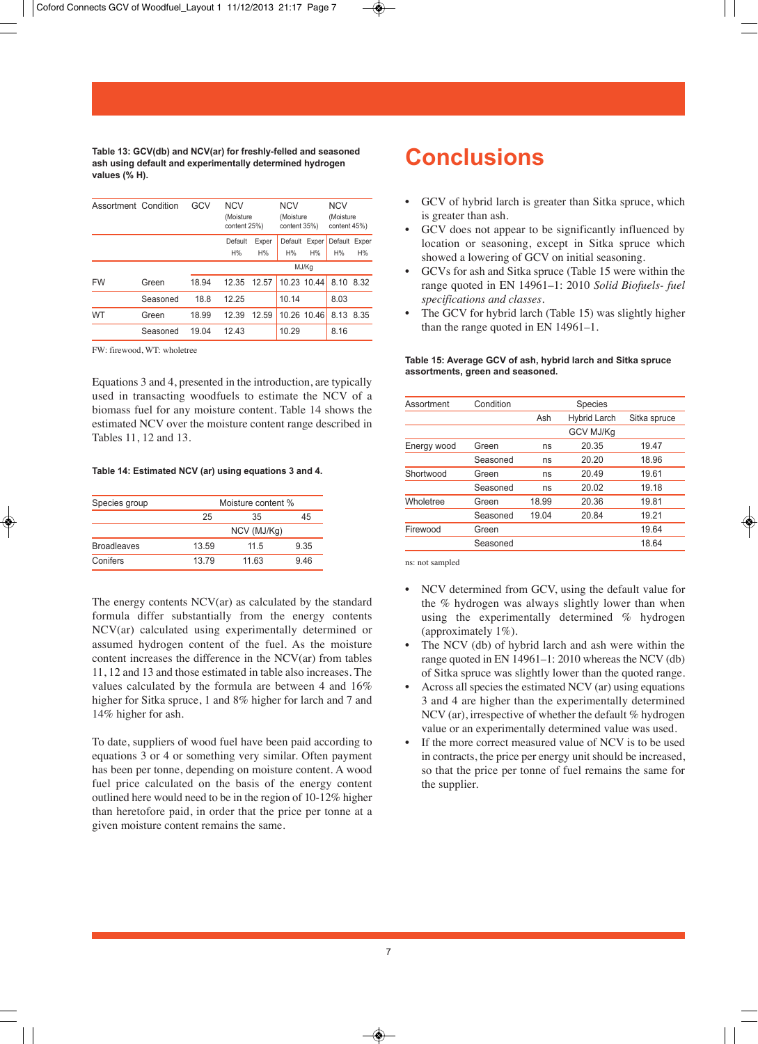**Table 13: GCV(db) and NCV(ar) for freshly-felled and seasoned ash using default and experimentally determined hydrogen values (% H).**

| Assortment | Condition | GCV | NCV (Moisture content 25%) | | NCV (Moisture content 35%) | | NCV (Moisture content 45%) | |
|---|---|---|---|---|---|---|---|---|
| | | | Default H% | Exper H% | Default H% | Exper H% | Default H% | Exper H% |
| | | MJ/Kg | | | | | | |
| FW | Green | 18.94 | 12.35 | 12.57 | 10.23 | 10.44 | 8.10 | 8.32 |
| | Seasoned | 18.8 | 12.25 | | 10.14 | | 8.03 | |
| WT | Green | 18.99 | 12.39 | 12.59 | 10.26 | 10.46 | 8.13 | 8.35 |
| | Seasoned | 19.04 | 12.43 | | 10.29 | | 8.16 | |

FW: firewood, WT: wholetree

Equations 3 and 4, presented in the introduction, are typically used in transacting woodfuels to estimate the NCV of a biomass fuel for any moisture content. Table 14 shows the estimated NCV over the moisture content range described in Tables 11, 12 and 13.

**Table 14: Estimated NCV (ar) using equations 3 and 4.**

| Species group | Moisture content % | | |
|---|---|---|---|
| | 25 | 35 | 45 |
| | NCV (MJ/Kg) | | |
| Broadleaves | 13.59 | 11.5 | 9.35 |
| Conifers | 13.79 | 11.63 | 9.46 |

The energy contents NCV(ar) as calculated by the standard formula differ substantially from the energy contents NCV(ar) calculated using experimentally determined or assumed hydrogen content of the fuel. As the moisture content increases the difference in the NCV(ar) from tables 11, 12 and 13 and those estimated in table also increases. The values calculated by the formula are between 4 and 16% higher for Sitka spruce, 1 and 8% higher for larch and 7 and 14% higher for ash.

To date, suppliers of wood fuel have been paid according to equations 3 or 4 or something very similar. Often payment has been per tonne, depending on moisture content. A wood fuel price calculated on the basis of the energy content outlined here would need to be in the region of 10-12% higher than heretofore paid, in order that the price per tonne at a given moisture content remains the same.

# Conclusions

- GCV of hybrid larch is greater than Sitka spruce, which is greater than ash.
- GCV does not appear to be significantly influenced by location or seasoning, except in Sitka spruce which showed a lowering of GCV on initial seasoning.
- GCVs for ash and Sitka spruce (Table 15 were within the range quoted in EN 14961–1: 2010 *Solid Biofuels- fuel specifications and classes*.
- The GCV for hybrid larch (Table 15) was slightly higher than the range quoted in EN 14961–1.

**Table 15: Average GCV of ash, hybrid larch and Sitka spruce assortments, green and seasoned.**

| Assortment | Condition | Species | | |
|---|---|---|---|---|
| | | Ash | Hybrid Larch | Sitka spruce |
| | | GCV MJ/Kg | | |
| Energy wood | Green | ns | 20.35 | 19.47 |
| | Seasoned | ns | 20.20 | 18.96 |
| Shortwood | Green | ns | 20.49 | 19.61 |
| | Seasoned | ns | 20.02 | 19.18 |
| Wholetree | Green | 18.99 | 20.36 | 19.81 |
| | Seasoned | 19.04 | 20.84 | 19.21 |
| Firewood | Green | | | 19.64 |
| | Seasoned | | | 18.64 |

ns: not sampled

- NCV determined from GCV, using the default value for the % hydrogen was always slightly lower than when using the experimentally determined % hydrogen (approximately 1%).
- The NCV (db) of hybrid larch and ash were within the range quoted in EN 14961–1: 2010 whereas the NCV (db) of Sitka spruce was slightly lower than the quoted range.
- Across all species the estimated NCV (ar) using equations 3 and 4 are higher than the experimentally determined NCV (ar), irrespective of whether the default % hydrogen value or an experimentally determined value was used.
- If the more correct measured value of NCV is to be used in contracts, the price per energy unit should be increased, so that the price per tonne of fuel remains the same for the supplier.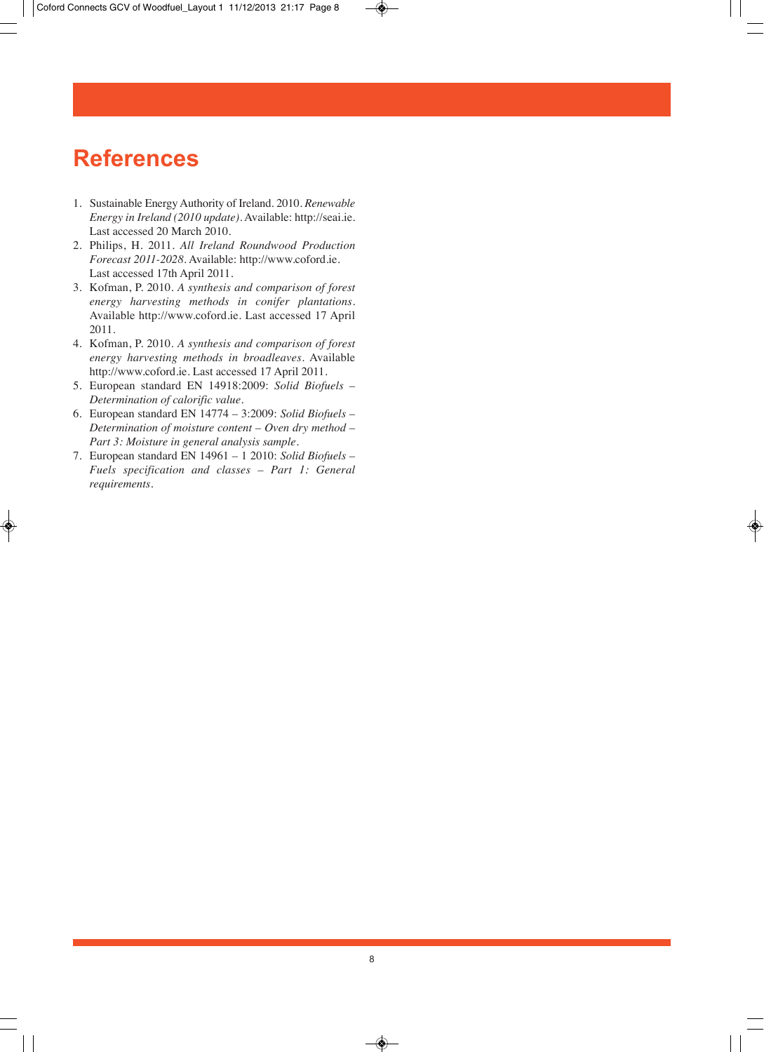# References

1. Sustainable Energy Authority of Ireland. 2010. *Renewable Energy in Ireland (2010 update)*. Available: http://seai.ie. Last accessed 20 March 2010.
2. Philips, H. 2011. *All Ireland Roundwood Production Forecast 2011-2028*. Available: http://www.coford.ie. Last accessed 17th April 2011.
3. Kofman, P. 2010. *A synthesis and comparison of forest energy harvesting methods in conifer plantations*. Available http://www.coford.ie. Last accessed 17 April 2011.
4. Kofman, P. 2010. *A synthesis and comparison of forest energy harvesting methods in broadleaves*. Available http://www.coford.ie. Last accessed 17 April 2011.
5. European standard EN 14918:2009: *Solid Biofuels – Determination of calorific value*.
6. European standard EN 14774 – 3:2009: *Solid Biofuels – Determination of moisture content – Oven dry method – Part 3: Moisture in general analysis sample*.
7. European standard EN 14961 – 1 2010: *Solid Biofuels – Fuels specification and classes – Part 1: General requirements*.